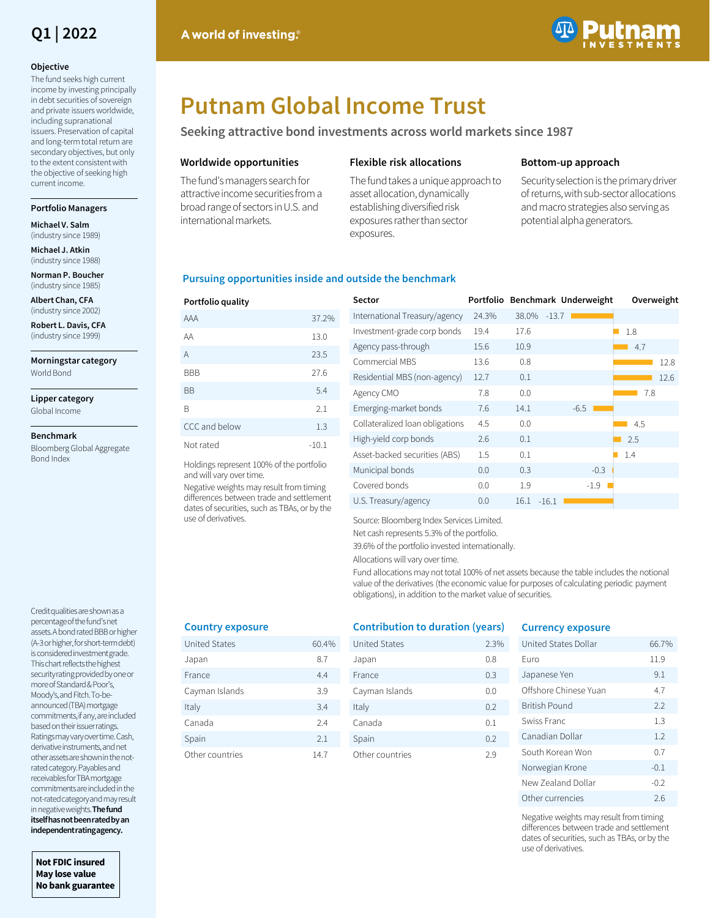Q1 | 2022

A world of investing.®

# Putnam Global Income Trust

## Seeking attractive bond investments across world markets since 1987

### Objective

The fund seeks high current income by investing principally in debt securities of sovereign and private issuers worldwide, including supranational issuers. Preservation of capital and long-term total return are secondary objectives, but only to the extent consistent with the objective of seeking high current income.

### Portfolio Managers

**Michael V. Salm** (industry since 1989)

**Michael J. Atkin** (industry since 1988)

**Norman P. Boucher** (industry since 1985)

**Albert Chan, CFA** (industry since 2002)

**Robert L. Davis, CFA** (industry since 1999)

### Morningstar category

World Bond

### Lipper category

Global Income

### Benchmark

Bloomberg Global Aggregate Bond Index

### Worldwide opportunities

The fund's managers search for attractive income securities from a broad range of sectors in U.S. and international markets.

### Flexible risk allocations

The fund takes a unique approach to asset allocation, dynamically establishing diversified risk exposures rather than sector exposures.

### Bottom-up approach

Security selection is the primary driver of returns, with sub-sector allocations and macro strategies also serving as potential alpha generators.

## Pursuing opportunities inside and outside the benchmark

| Portfolio quality | |
|---|---|
| AAA | 37.2% |
| AA | 13.0 |
| A | 23.5 |
| BBB | 27.6 |
| BB | 5.4 |
| B | 2.1 |
| CCC and below | 1.3 |
| Not rated | -10.1 |

Holdings represent 100% of the portfolio and will vary over time.

Negative weights may result from timing differences between trade and settlement dates of securities, such as TBAs, or by the use of derivatives.

| Sector | Portfolio | Benchmark | Underweight | Overweight |
|---|---|---|---|---|
| International Treasury/agency | 24.3% | 38.0% | -13.7 | |
| Investment-grade corp bonds | 19.4 | 17.6 | | 1.8 |
| Agency pass-through | 15.6 | 10.9 | | 4.7 |
| Commercial MBS | 13.6 | 0.8 | | 12.8 |
| Residential MBS (non-agency) | 12.7 | 0.1 | | 12.6 |
| Agency CMO | 7.8 | 0.0 | | 7.8 |
| Emerging-market bonds | 7.6 | 14.1 | -6.5 | |
| Collateralized loan obligations | 4.5 | 0.0 | | 4.5 |
| High-yield corp bonds | 2.6 | 0.1 | | 2.5 |
| Asset-backed securities (ABS) | 1.5 | 0.1 | | 1.4 |
| Municipal bonds | 0.0 | 0.3 | -0.3 | |
| Covered bonds | 0.0 | 1.9 | -1.9 | |
| U.S. Treasury/agency | 0.0 | 16.1 | -16.1 | |

Source: Bloomberg Index Services Limited.

Net cash represents 5.3% of the portfolio.

39.6% of the portfolio invested internationally.

Allocations will vary over time.

Fund allocations may not total 100% of net assets because the table includes the notional value of the derivatives (the economic value for purposes of calculating periodic payment obligations), in addition to the market value of securities.

### Country exposure

| Country | |
|---|---|
| United States | 60.4% |
| Japan | 8.7 |
| France | 4.4 |
| Cayman Islands | 3.9 |
| Italy | 3.4 |
| Canada | 2.4 |
| Spain | 2.1 |
| Other countries | 14.7 |

### Contribution to duration (years)

| Country | |
|---|---|
| United States | 2.3% |
| Japan | 0.8 |
| France | 0.3 |
| Cayman Islands | 0.0 |
| Italy | 0.2 |
| Canada | 0.1 |
| Spain | 0.2 |
| Other countries | 2.9 |

### Currency exposure

| Currency | |
|---|---|
| United States Dollar | 66.7% |
| Euro | 11.9 |
| Japanese Yen | 9.1 |
| Offshore Chinese Yuan | 4.7 |
| British Pound | 2.2 |
| Swiss Franc | 1.3 |
| Canadian Dollar | 1.2 |
| South Korean Won | 0.7 |
| Norwegian Krone | -0.1 |
| New Zealand Dollar | -0.2 |
| Other currencies | 2.6 |

Negative weights may result from timing differences between trade and settlement dates of securities, such as TBAs, or by the use of derivatives.

Credit qualities are shown as a percentage of the fund's net assets. A bond rated BBB or higher (A-3 or higher, for short-term debt) is considered investment grade. This chart reflects the highest security rating provided by one or more of Standard & Poor's, Moody's, and Fitch. To-be-announced (TBA) mortgage commitments, if any, are included based on their issuer ratings. Ratings may vary over time. Cash, derivative instruments, and net other assets are shown in the not-rated category. Payables and receivables for TBA mortgage commitments are included in the not-rated category and may result in negative weights. **The fund itself has not been rated by an independent rating agency.**

**Not FDIC insured**
**May lose value**
**No bank guarantee**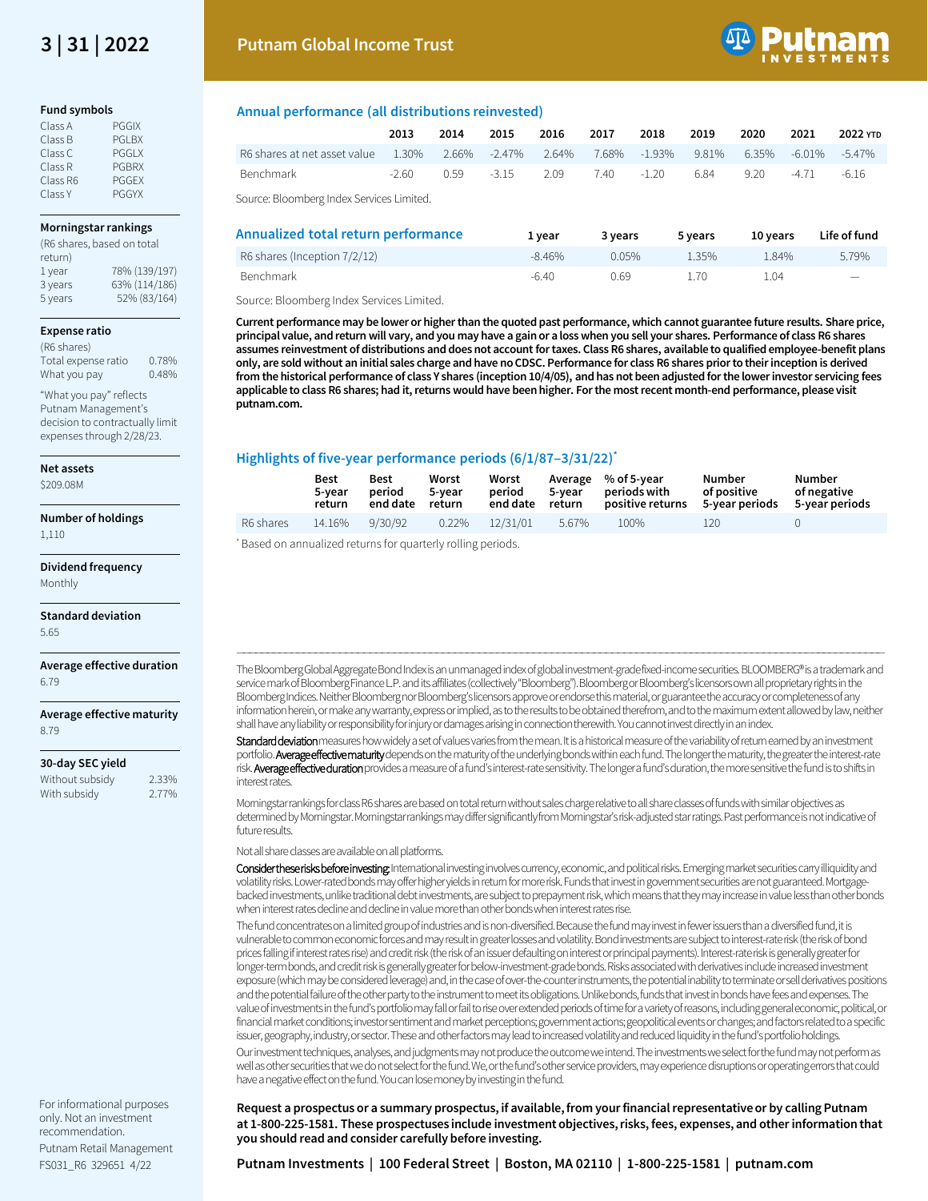# 3 | 31 | 2022

## Putnam Global Income Trust

### Fund symbols

| | |
|---|---|
| Class A | PGGIX |
| Class B | PGLBX |
| Class C | PGGLX |
| Class R | PGBRX |
| Class R6 | PGGEX |
| Class Y | PGGYX |

### Morningstar rankings

(R6 shares, based on total return)

| | |
|---|---|
| 1 year | 78% (139/197) |
| 3 years | 63% (114/186) |
| 5 years | 52% (83/164) |

### Expense ratio

(R6 shares)

| | |
|---|---|
| Total expense ratio | 0.78% |
| What you pay | 0.48% |

"What you pay" reflects Putnam Management's decision to contractually limit expenses through 2/28/23.

### Net assets

$209.08M

### Number of holdings

1,110

### Dividend frequency

Monthly

### Standard deviation

5.65

### Average effective duration

6.79

### Average effective maturity

8.79

### 30-day SEC yield

| | |
|---|---|
| Without subsidy | 2.33% |
| With subsidy | 2.77% |

For informational purposes only. Not an investment recommendation.

Putnam Retail Management

FS031_R6 329651 4/22

## Annual performance (all distributions reinvested)

| | 2013 | 2014 | 2015 | 2016 | 2017 | 2018 | 2019 | 2020 | 2021 | 2022 YTD |
|---|---|---|---|---|---|---|---|---|---|---|
| R6 shares at net asset value | 1.30% | 2.66% | -2.47% | 2.64% | 7.68% | -1.93% | 9.81% | 6.35% | -6.01% | -5.47% |
| Benchmark | -2.60 | 0.59 | -3.15 | 2.09 | 7.40 | -1.20 | 6.84 | 9.20 | -4.71 | -6.16 |

Source: Bloomberg Index Services Limited.

## Annualized total return performance

| | 1 year | 3 years | 5 years | 10 years | Life of fund |
|---|---|---|---|---|---|
| R6 shares (Inception 7/2/12) | -8.46% | 0.05% | 1.35% | 1.84% | 5.79% |
| Benchmark | -6.40 | 0.69 | 1.70 | 1.04 | — |

Source: Bloomberg Index Services Limited.

**Current performance may be lower or higher than the quoted past performance, which cannot guarantee future results. Share price, principal value, and return will vary, and you may have a gain or a loss when you sell your shares. Performance of class R6 shares assumes reinvestment of distributions and does not account for taxes. Class R6 shares, available to qualified employee-benefit plans only, are sold without an initial sales charge and have no CDSC. Performance for class R6 shares prior to their inception is derived from the historical performance of class Y shares (inception 10/4/05), and has not been adjusted for the lower investor servicing fees applicable to class R6 shares; had it, returns would have been higher. For the most recent month-end performance, please visit putnam.com.**

## Highlights of five-year performance periods (6/1/87–3/31/22)*

| | Best 5-year return | Best period end date | Worst 5-year return | Worst period end date | Average 5-year return | % of 5-year periods with positive returns | Number of positive 5-year periods | Number of negative 5-year periods |
|---|---|---|---|---|---|---|---|---|
| R6 shares | 14.16% | 9/30/92 | 0.22% | 12/31/01 | 5.67% | 100% | 120 | 0 |

* Based on annualized returns for quarterly rolling periods.

---

The Bloomberg Global Aggregate Bond Index is an unmanaged index of global investment-grade fixed-income securities. BLOOMBERG® is a trademark and service mark of Bloomberg Finance L.P. and its affiliates (collectively "Bloomberg"). Bloomberg or Bloomberg's licensors own all proprietary rights in the Bloomberg Indices. Neither Bloomberg nor Bloomberg's licensors approve or endorse this material, or guarantee the accuracy or completeness of any information herein, or make any warranty, express or implied, as to the results to be obtained therefrom, and to the maximum extent allowed by law, neither shall have any liability or responsibility for injury or damages arising in connection therewith. You cannot invest directly in an index.

**Standard deviation** measures how widely a set of values varies from the mean. It is a historical measure of the variability of return earned by an investment portfolio. **Average effective maturity** depends on the maturity of the underlying bonds within each fund. The longer the maturity, the greater the interest-rate risk. **Average effective duration** provides a measure of a fund's interest-rate sensitivity. The longer a fund's duration, the more sensitive the fund is to shifts in interest rates.

Morningstar rankings for class R6 shares are based on total return without sales charge relative to all share classes of funds with similar objectives as determined by Morningstar. Morningstar rankings may differ significantly from Morningstar's risk-adjusted star ratings. Past performance is not indicative of future results.

Not all share classes are available on all platforms.

**Consider these risks before investing:** International investing involves currency, economic, and political risks. Emerging market securities carry illiquidity and volatility risks. Lower-rated bonds may offer higher yields in return for more risk. Funds that invest in government securities are not guaranteed. Mortgage-backed investments, unlike traditional debt investments, are subject to prepayment risk, which means that they may increase in value less than other bonds when interest rates decline and decline in value more than other bonds when interest rates rise.

The fund concentrates on a limited group of industries and is non-diversified. Because the fund may invest in fewer issuers than a diversified fund, it is vulnerable to common economic forces and may result in greater losses and volatility. Bond investments are subject to interest-rate risk (the risk of bond prices falling if interest rates rise) and credit risk (the risk of an issuer defaulting on interest or principal payments). Interest-rate risk is generally greater for longer-term bonds, and credit risk is generally greater for below-investment-grade bonds. Risks associated with derivatives include increased investment exposure (which may be considered leverage) and, in the case of over-the-counter instruments, the potential inability to terminate or sell derivatives positions and the potential failure of the other party to the instrument to meet its obligations. Unlike bonds, funds that invest in bonds have fees and expenses. The value of investments in the fund's portfolio may fall or fail to rise over extended periods of time for a variety of reasons, including general economic, political, or financial market conditions; investor sentiment and market perceptions; government actions; geopolitical events or changes; and factors related to a specific issuer, geography, industry, or sector. These and other factors may lead to increased volatility and reduced liquidity in the fund's portfolio holdings.

Our investment techniques, analyses, and judgments may not produce the outcome we intend. The investments we select for the fund may not perform as well as other securities that we do not select for the fund. We, or the fund's other service providers, may experience disruptions or operating errors that could have a negative effect on the fund. You can lose money by investing in the fund.

**Request a prospectus or a summary prospectus, if available, from your financial representative or by calling Putnam at 1-800-225-1581. These prospectuses include investment objectives, risks, fees, expenses, and other information that you should read and consider carefully before investing.**

**Putnam Investments | 100 Federal Street | Boston, MA 02110 | 1-800-225-1581 | putnam.com**